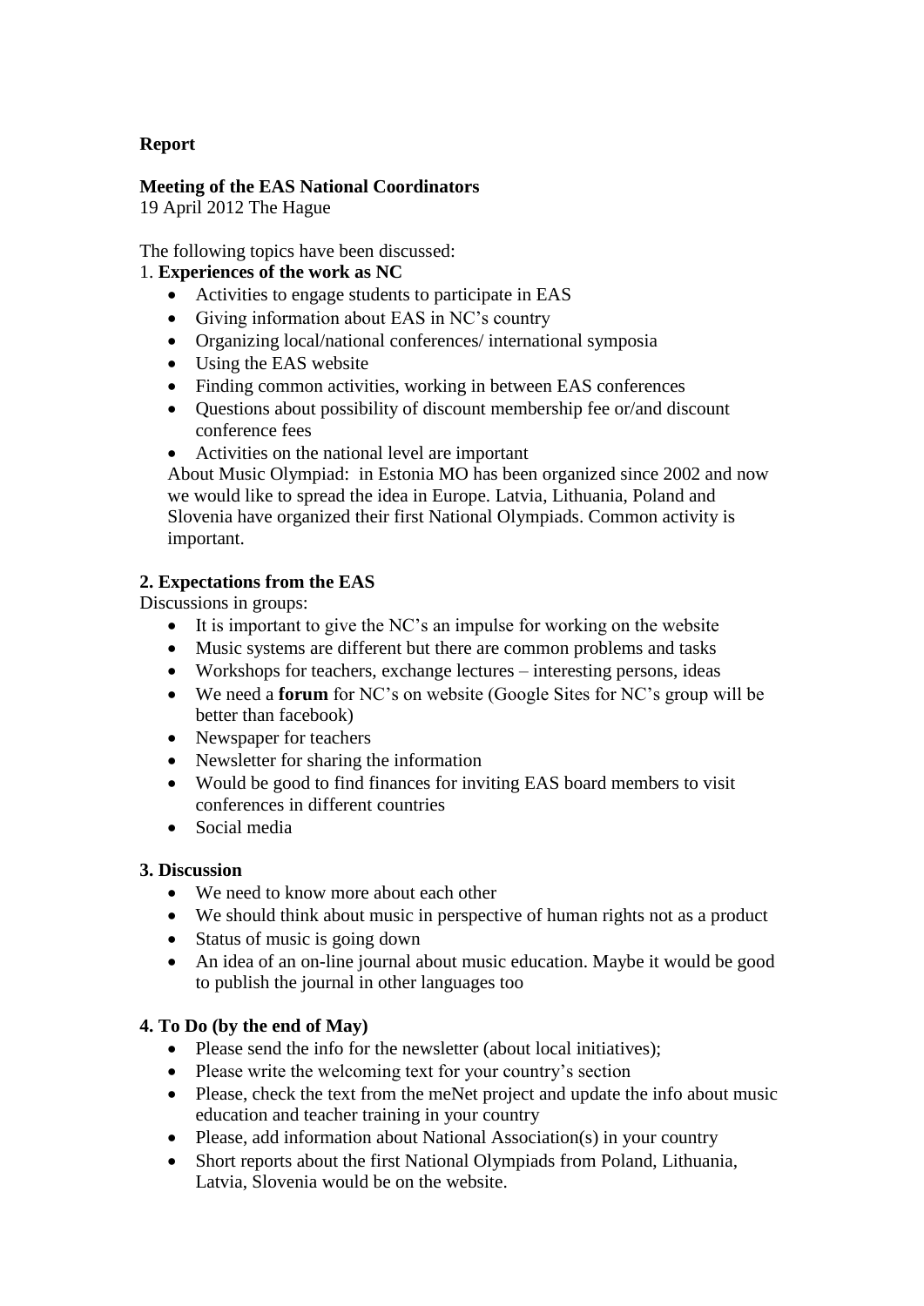**Report**

**Meeting of the EAS National Coordinators**
19 April 2012 The Hague

The following topics have been discussed:

1. **Experiences of the work as NC**
   - Activities to engage students to participate in EAS
   - Giving information about EAS in NC's country
   - Organizing local/national conferences/ international symposia
   - Using the EAS website
   - Finding common activities, working in between EAS conferences
   - Questions about possibility of discount membership fee or/and discount conference fees
   - Activities on the national level are important

   About Music Olympiad: in Estonia MO has been organized since 2002 and now we would like to spread the idea in Europe. Latvia, Lithuania, Poland and Slovenia have organized their first National Olympiads. Common activity is important.

**2. Expectations from the EAS**

Discussions in groups:

- It is important to give the NC's an impulse for working on the website
- Music systems are different but there are common problems and tasks
- Workshops for teachers, exchange lectures – interesting persons, ideas
- We need a **forum** for NC's on website (Google Sites for NC's group will be better than facebook)
- Newspaper for teachers
- Newsletter for sharing the information
- Would be good to find finances for inviting EAS board members to visit conferences in different countries
- Social media

**3. Discussion**

- We need to know more about each other
- We should think about music in perspective of human rights not as a product
- Status of music is going down
- An idea of an on-line journal about music education. Maybe it would be good to publish the journal in other languages too

**4. To Do (by the end of May)**

- Please send the info for the newsletter (about local initiatives);
- Please write the welcoming text for your country's section
- Please, check the text from the meNet project and update the info about music education and teacher training in your country
- Please, add information about National Association(s) in your country
- Short reports about the first National Olympiads from Poland, Lithuania, Latvia, Slovenia would be on the website.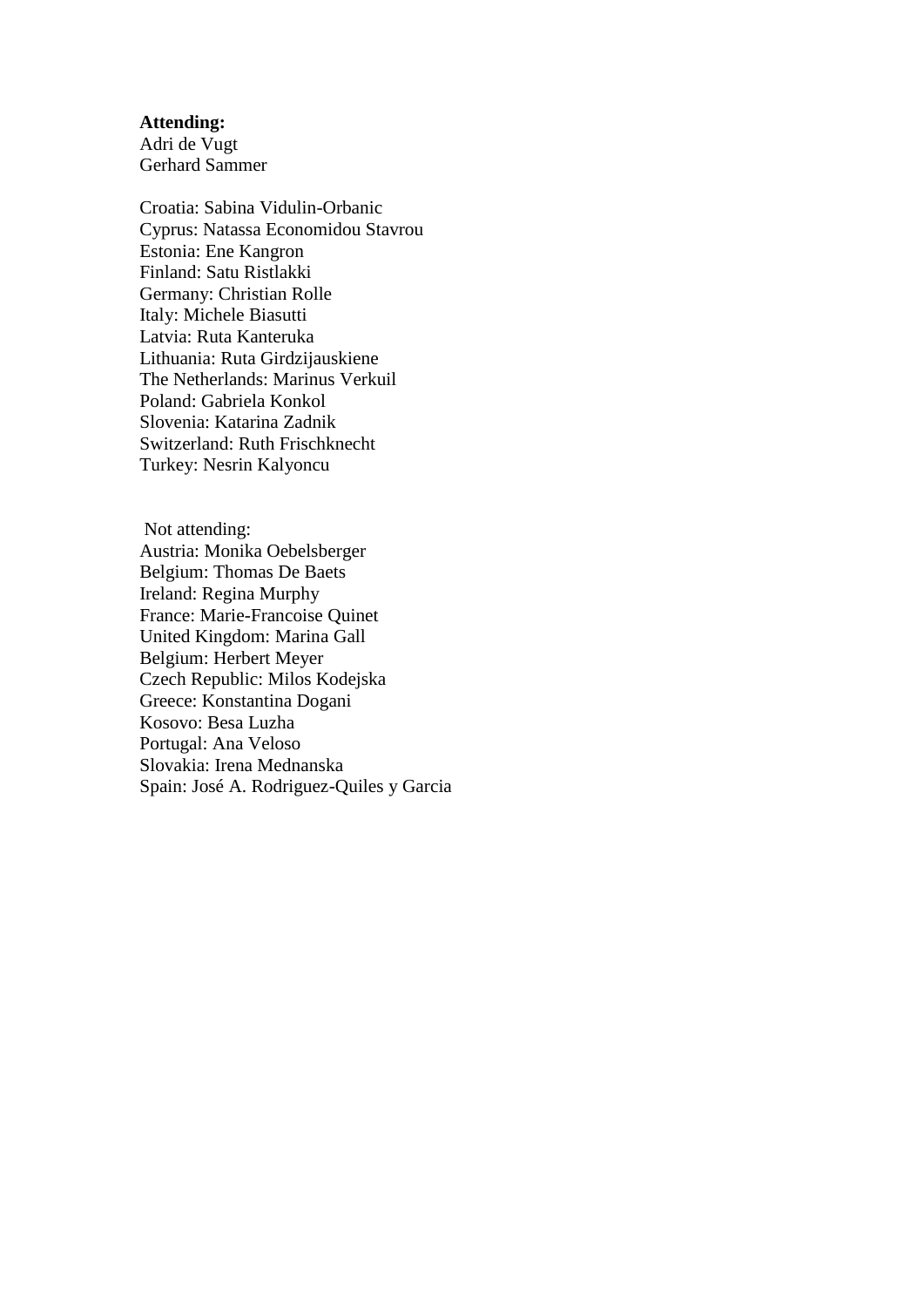**Attending:**
Adri de Vugt
Gerhard Sammer

Croatia: Sabina Vidulin-Orbanic
Cyprus: Natassa Economidou Stavrou
Estonia: Ene Kangron
Finland: Satu Ristlakki
Germany: Christian Rolle
Italy: Michele Biasutti
Latvia: Ruta Kanteruka
Lithuania: Ruta Girdzijauskiene
The Netherlands: Marinus Verkuil
Poland: Gabriela Konkol
Slovenia: Katarina Zadnik
Switzerland: Ruth Frischknecht
Turkey: Nesrin Kalyoncu

Not attending:
Austria: Monika Oebelsberger
Belgium: Thomas De Baets
Ireland: Regina Murphy
France: Marie-Francoise Quinet
United Kingdom: Marina Gall
Belgium: Herbert Meyer
Czech Republic: Milos Kodejska
Greece: Konstantina Dogani
Kosovo: Besa Luzha
Portugal: Ana Veloso
Slovakia: Irena Mednanska
Spain: José A. Rodriguez-Quiles y Garcia